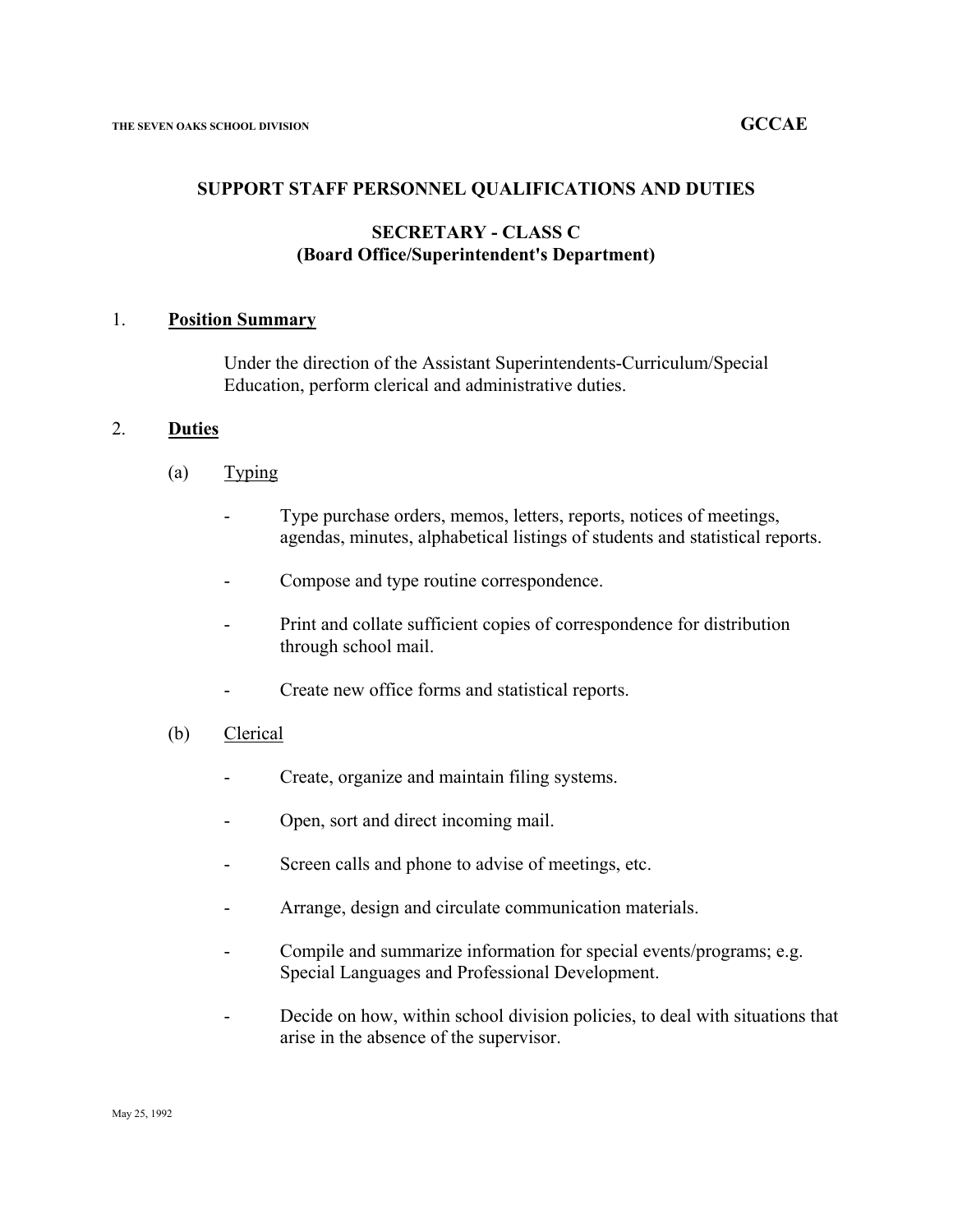## SUPPORT STAFF PERSONNEL QUALIFICATIONS AND DUTIES

## SECRETARY - CLASS C
### (Board Office/Superintendent's Department)

1. **Position Summary**

   Under the direction of the Assistant Superintendents-Curriculum/Special Education, perform clerical and administrative duties.

2. **Duties**

   (a) Typing

   - Type purchase orders, memos, letters, reports, notices of meetings, agendas, minutes, alphabetical listings of students and statistical reports.
   - Compose and type routine correspondence.
   - Print and collate sufficient copies of correspondence for distribution through school mail.
   - Create new office forms and statistical reports.

   (b) Clerical

   - Create, organize and maintain filing systems.
   - Open, sort and direct incoming mail.
   - Screen calls and phone to advise of meetings, etc.
   - Arrange, design and circulate communication materials.
   - Compile and summarize information for special events/programs; e.g. Special Languages and Professional Development.
   - Decide on how, within school division policies, to deal with situations that arise in the absence of the supervisor.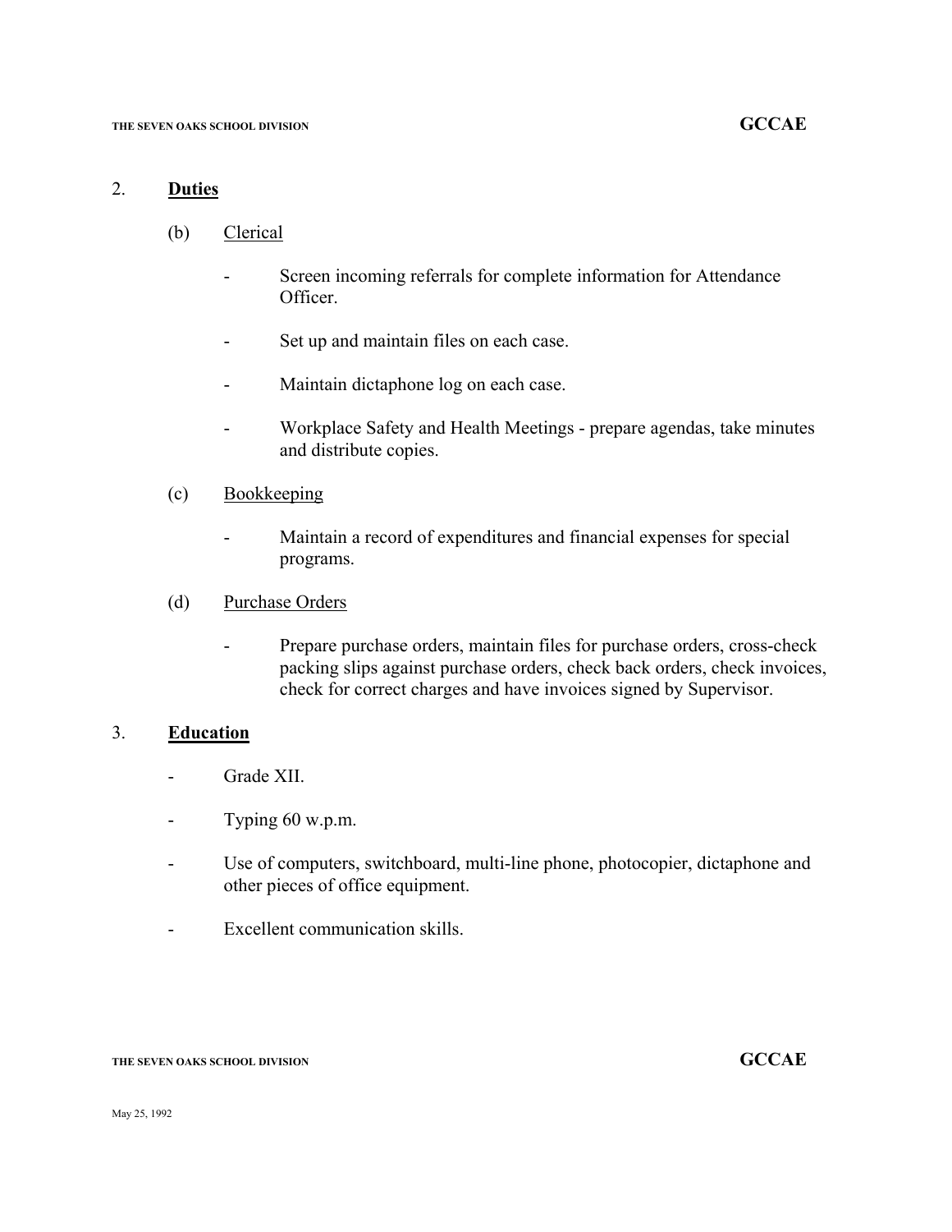2. **Duties**

   (b) Clerical

   - Screen incoming referrals for complete information for Attendance Officer.

   - Set up and maintain files on each case.

   - Maintain dictaphone log on each case.

   - Workplace Safety and Health Meetings - prepare agendas, take minutes and distribute copies.

   (c) Bookkeeping

   - Maintain a record of expenditures and financial expenses for special programs.

   (d) Purchase Orders

   - Prepare purchase orders, maintain files for purchase orders, cross-check packing slips against purchase orders, check back orders, check invoices, check for correct charges and have invoices signed by Supervisor.

3. **Education**

   - Grade XII.

   - Typing 60 w.p.m.

   - Use of computers, switchboard, multi-line phone, photocopier, dictaphone and other pieces of office equipment.

   - Excellent communication skills.

May 25, 1992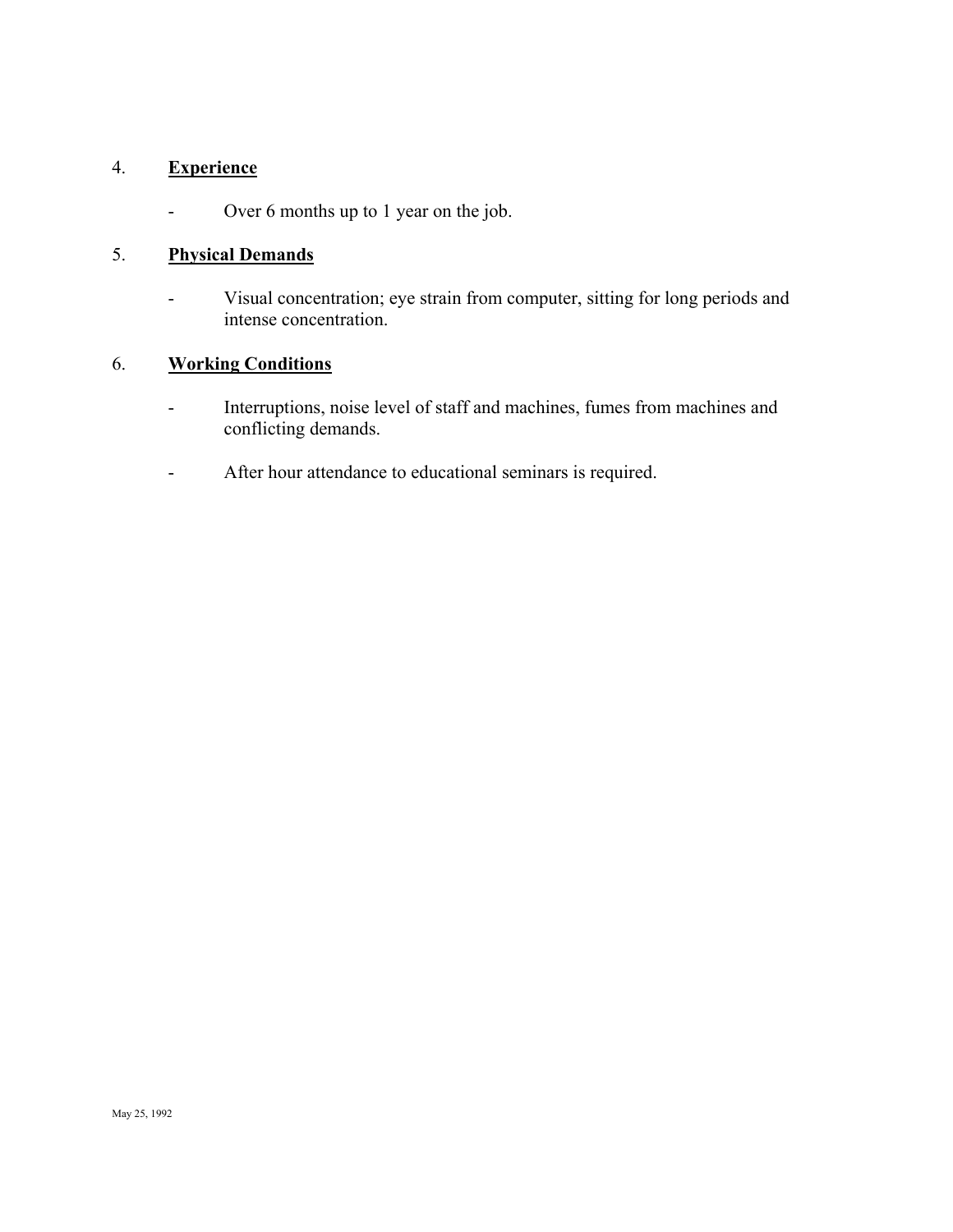4. **Experience**

   - Over 6 months up to 1 year on the job.

5. **Physical Demands**

   - Visual concentration; eye strain from computer, sitting for long periods and intense concentration.

6. **Working Conditions**

   - Interruptions, noise level of staff and machines, fumes from machines and conflicting demands.

   - After hour attendance to educational seminars is required.

May 25, 1992